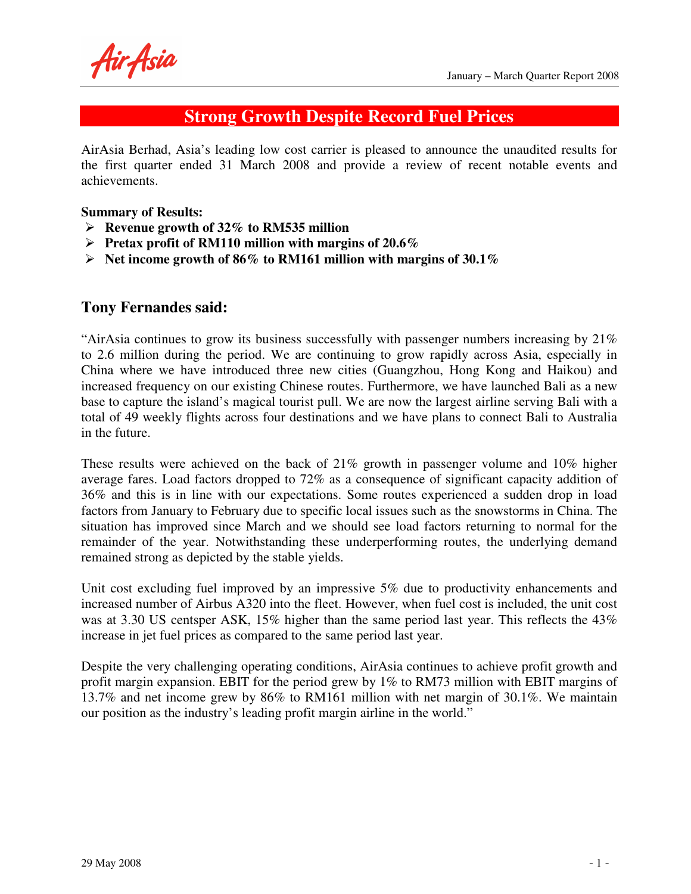# Strong Growth Despite Record Fuel Prices

AirAsia Berhad, Asia's leading low cost carrier is pleased to announce the unaudited results for the first quarter ended 31 March 2008 and provide a review of recent notable events and achievements.

**Summary of Results:**

- **Revenue growth of 32% to RM535 million**
- **Pretax profit of RM110 million with margins of 20.6%**
- **Net income growth of 86% to RM161 million with margins of 30.1%**

## Tony Fernandes said:

"AirAsia continues to grow its business successfully with passenger numbers increasing by 21% to 2.6 million during the period. We are continuing to grow rapidly across Asia, especially in China where we have introduced three new cities (Guangzhou, Hong Kong and Haikou) and increased frequency on our existing Chinese routes. Furthermore, we have launched Bali as a new base to capture the island's magical tourist pull. We are now the largest airline serving Bali with a total of 49 weekly flights across four destinations and we have plans to connect Bali to Australia in the future.

These results were achieved on the back of 21% growth in passenger volume and 10% higher average fares. Load factors dropped to 72% as a consequence of significant capacity addition of 36% and this is in line with our expectations. Some routes experienced a sudden drop in load factors from January to February due to specific local issues such as the snowstorms in China. The situation has improved since March and we should see load factors returning to normal for the remainder of the year. Notwithstanding these underperforming routes, the underlying demand remained strong as depicted by the stable yields.

Unit cost excluding fuel improved by an impressive 5% due to productivity enhancements and increased number of Airbus A320 into the fleet. However, when fuel cost is included, the unit cost was at 3.30 US centsper ASK, 15% higher than the same period last year. This reflects the 43% increase in jet fuel prices as compared to the same period last year.

Despite the very challenging operating conditions, AirAsia continues to achieve profit growth and profit margin expansion. EBIT for the period grew by 1% to RM73 million with EBIT margins of 13.7% and net income grew by 86% to RM161 million with net margin of 30.1%. We maintain our position as the industry's leading profit margin airline in the world."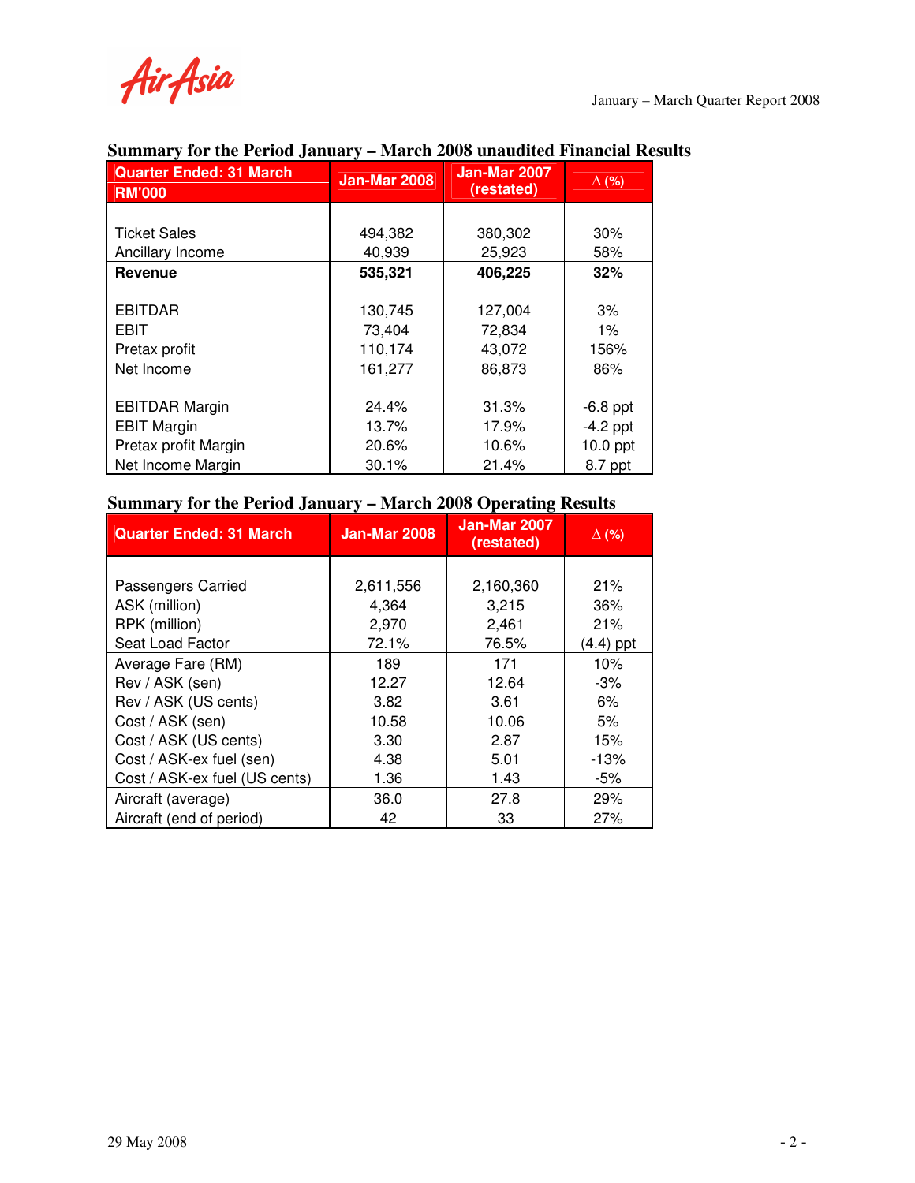## Summary for the Period January – March 2008 unaudited Financial Results

| Quarter Ended: 31 March RM'000 | Jan-Mar 2008 | Jan-Mar 2007 (restated) | Δ (%) |
|---|---|---|---|
| Ticket Sales | 494,382 | 380,302 | 30% |
| Ancillary Income | 40,939 | 25,923 | 58% |
| **Revenue** | **535,321** | **406,225** | **32%** |
| EBITDAR | 130,745 | 127,004 | 3% |
| EBIT | 73,404 | 72,834 | 1% |
| Pretax profit | 110,174 | 43,072 | 156% |
| Net Income | 161,277 | 86,873 | 86% |
| EBITDAR Margin | 24.4% | 31.3% | -6.8 ppt |
| EBIT Margin | 13.7% | 17.9% | -4.2 ppt |
| Pretax profit Margin | 20.6% | 10.6% | 10.0 ppt |
| Net Income Margin | 30.1% | 21.4% | 8.7 ppt |

## Summary for the Period January – March 2008 Operating Results

| Quarter Ended: 31 March | Jan-Mar 2008 | Jan-Mar 2007 (restated) | Δ (%) |
|---|---|---|---|
| Passengers Carried | 2,611,556 | 2,160,360 | 21% |
| ASK (million) | 4,364 | 3,215 | 36% |
| RPK (million) | 2,970 | 2,461 | 21% |
| Seat Load Factor | 72.1% | 76.5% | (4.4) ppt |
| Average Fare (RM) | 189 | 171 | 10% |
| Rev / ASK (sen) | 12.27 | 12.64 | -3% |
| Rev / ASK (US cents) | 3.82 | 3.61 | 6% |
| Cost / ASK (sen) | 10.58 | 10.06 | 5% |
| Cost / ASK (US cents) | 3.30 | 2.87 | 15% |
| Cost / ASK-ex fuel (sen) | 4.38 | 5.01 | -13% |
| Cost / ASK-ex fuel (US cents) | 1.36 | 1.43 | -5% |
| Aircraft (average) | 36.0 | 27.8 | 29% |
| Aircraft (end of period) | 42 | 33 | 27% |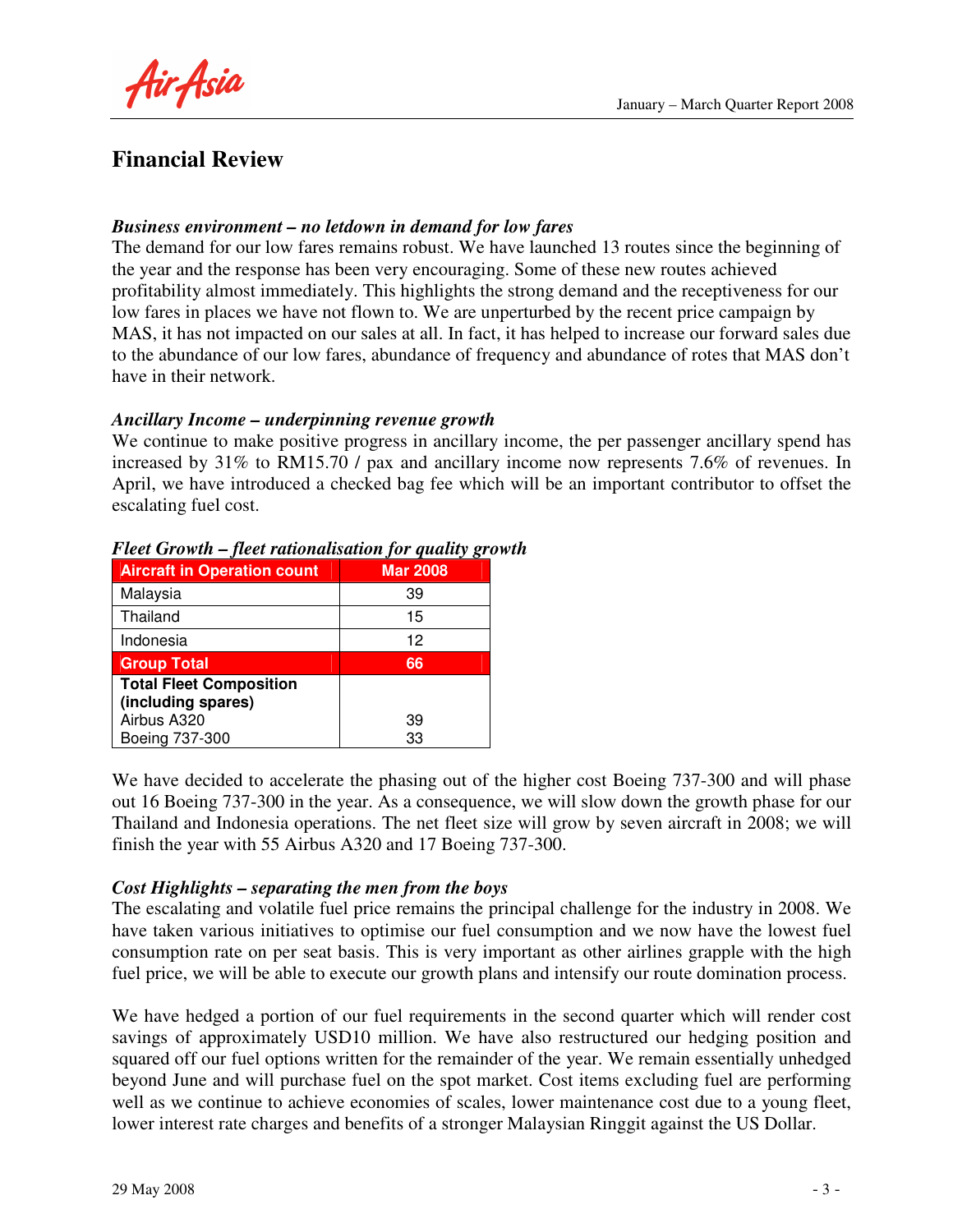# Financial Review

### *Business environment – no letdown in demand for low fares*

The demand for our low fares remains robust. We have launched 13 routes since the beginning of the year and the response has been very encouraging. Some of these new routes achieved profitability almost immediately. This highlights the strong demand and the receptiveness for our low fares in places we have not flown to. We are unperturbed by the recent price campaign by MAS, it has not impacted on our sales at all. In fact, it has helped to increase our forward sales due to the abundance of our low fares, abundance of frequency and abundance of rotes that MAS don't have in their network.

### *Ancillary Income – underpinning revenue growth*

We continue to make positive progress in ancillary income, the per passenger ancillary spend has increased by 31% to RM15.70 / pax and ancillary income now represents 7.6% of revenues. In April, we have introduced a checked bag fee which will be an important contributor to offset the escalating fuel cost.

### *Fleet Growth – fleet rationalisation for quality growth*

| Aircraft in Operation count | Mar 2008 |
|---|---|
| Malaysia | 39 |
| Thailand | 15 |
| Indonesia | 12 |
| **Group Total** | **66** |
| **Total Fleet Composition (including spares)** | |
| Airbus A320 | 39 |
| Boeing 737-300 | 33 |

We have decided to accelerate the phasing out of the higher cost Boeing 737-300 and will phase out 16 Boeing 737-300 in the year. As a consequence, we will slow down the growth phase for our Thailand and Indonesia operations. The net fleet size will grow by seven aircraft in 2008; we will finish the year with 55 Airbus A320 and 17 Boeing 737-300.

### *Cost Highlights – separating the men from the boys*

The escalating and volatile fuel price remains the principal challenge for the industry in 2008. We have taken various initiatives to optimise our fuel consumption and we now have the lowest fuel consumption rate on per seat basis. This is very important as other airlines grapple with the high fuel price, we will be able to execute our growth plans and intensify our route domination process.

We have hedged a portion of our fuel requirements in the second quarter which will render cost savings of approximately USD10 million. We have also restructured our hedging position and squared off our fuel options written for the remainder of the year. We remain essentially unhedged beyond June and will purchase fuel on the spot market. Cost items excluding fuel are performing well as we continue to achieve economies of scales, lower maintenance cost due to a young fleet, lower interest rate charges and benefits of a stronger Malaysian Ringgit against the US Dollar.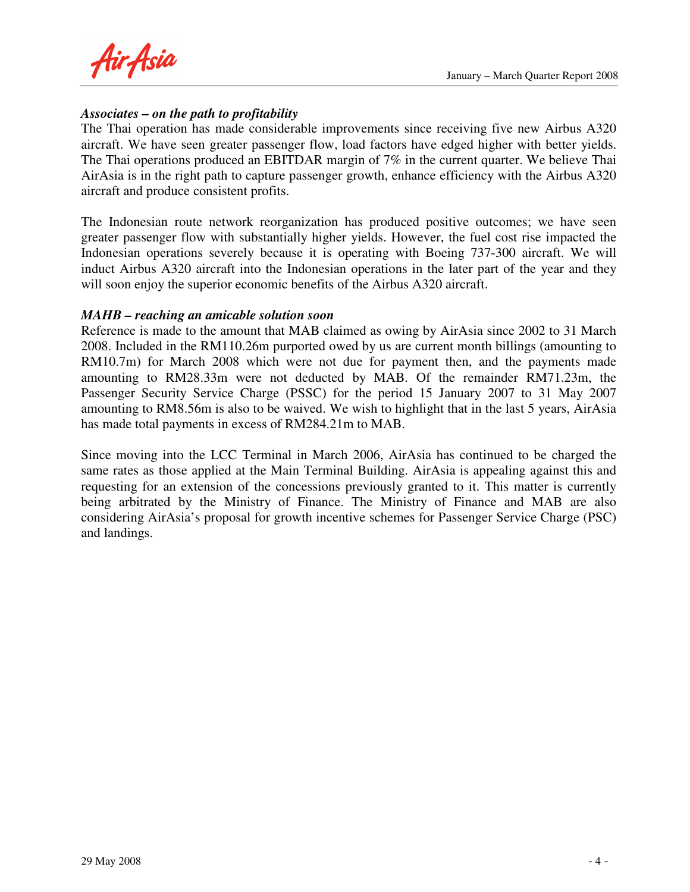***Associates – on the path to profitability***

The Thai operation has made considerable improvements since receiving five new Airbus A320 aircraft. We have seen greater passenger flow, load factors have edged higher with better yields. The Thai operations produced an EBITDAR margin of 7% in the current quarter. We believe Thai AirAsia is in the right path to capture passenger growth, enhance efficiency with the Airbus A320 aircraft and produce consistent profits.

The Indonesian route network reorganization has produced positive outcomes; we have seen greater passenger flow with substantially higher yields. However, the fuel cost rise impacted the Indonesian operations severely because it is operating with Boeing 737-300 aircraft. We will induct Airbus A320 aircraft into the Indonesian operations in the later part of the year and they will soon enjoy the superior economic benefits of the Airbus A320 aircraft.

***MAHB – reaching an amicable solution soon***

Reference is made to the amount that MAB claimed as owing by AirAsia since 2002 to 31 March 2008. Included in the RM110.26m purported owed by us are current month billings (amounting to RM10.7m) for March 2008 which were not due for payment then, and the payments made amounting to RM28.33m were not deducted by MAB. Of the remainder RM71.23m, the Passenger Security Service Charge (PSSC) for the period 15 January 2007 to 31 May 2007 amounting to RM8.56m is also to be waived. We wish to highlight that in the last 5 years, AirAsia has made total payments in excess of RM284.21m to MAB.

Since moving into the LCC Terminal in March 2006, AirAsia has continued to be charged the same rates as those applied at the Main Terminal Building. AirAsia is appealing against this and requesting for an extension of the concessions previously granted to it. This matter is currently being arbitrated by the Ministry of Finance. The Ministry of Finance and MAB are also considering AirAsia's proposal for growth incentive schemes for Passenger Service Charge (PSC) and landings.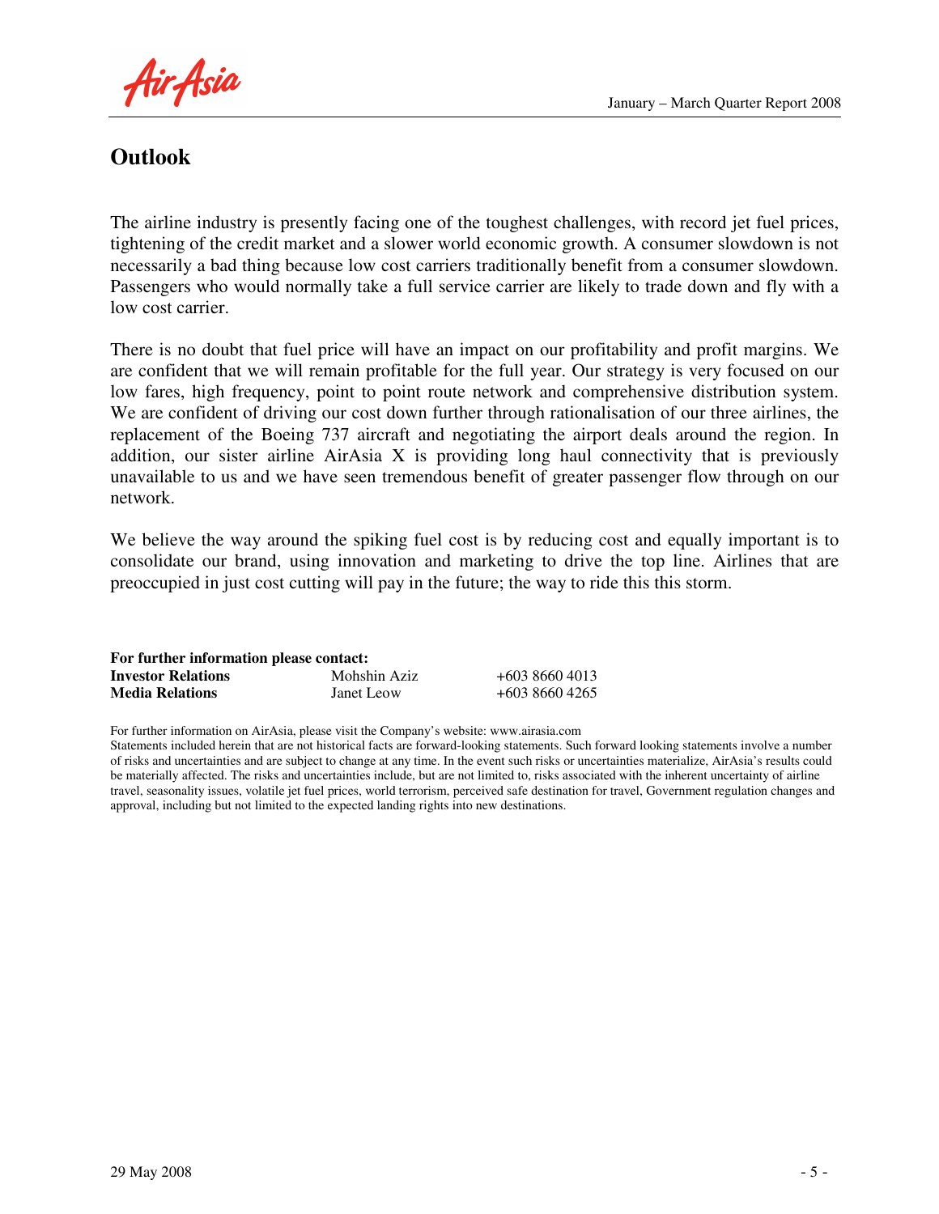## Outlook

The airline industry is presently facing one of the toughest challenges, with record jet fuel prices, tightening of the credit market and a slower world economic growth. A consumer slowdown is not necessarily a bad thing because low cost carriers traditionally benefit from a consumer slowdown. Passengers who would normally take a full service carrier are likely to trade down and fly with a low cost carrier.

There is no doubt that fuel price will have an impact on our profitability and profit margins. We are confident that we will remain profitable for the full year. Our strategy is very focused on our low fares, high frequency, point to point route network and comprehensive distribution system. We are confident of driving our cost down further through rationalisation of our three airlines, the replacement of the Boeing 737 aircraft and negotiating the airport deals around the region. In addition, our sister airline AirAsia X is providing long haul connectivity that is previously unavailable to us and we have seen tremendous benefit of greater passenger flow through on our network.

We believe the way around the spiking fuel cost is by reducing cost and equally important is to consolidate our brand, using innovation and marketing to drive the top line. Airlines that are preoccupied in just cost cutting will pay in the future; the way to ride this this storm.

**For further information please contact:**

| | | |
|---|---|---|
| **Investor Relations** | Mohshin Aziz | +603 8660 4013 |
| **Media Relations** | Janet Leow | +603 8660 4265 |

For further information on AirAsia, please visit the Company's website: www.airasia.com

Statements included herein that are not historical facts are forward-looking statements. Such forward looking statements involve a number of risks and uncertainties and are subject to change at any time. In the event such risks or uncertainties materialize, AirAsia's results could be materially affected. The risks and uncertainties include, but are not limited to, risks associated with the inherent uncertainty of airline travel, seasonality issues, volatile jet fuel prices, world terrorism, perceived safe destination for travel, Government regulation changes and approval, including but not limited to the expected landing rights into new destinations.

29 May 2008